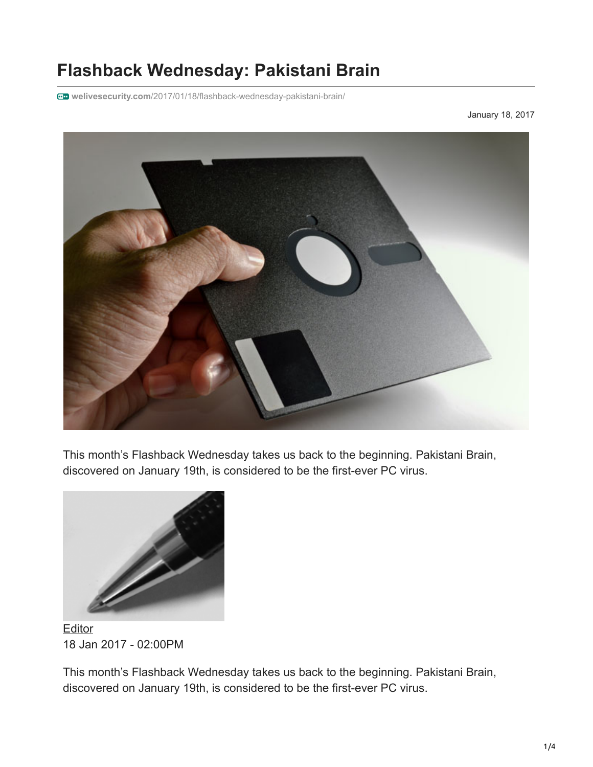# Flashback Wednesday: Pakistani Brain

welivesecurity.com/2017/01/18/flashback-wednesday-pakistani-brain/

January 18, 2017

This month's Flashback Wednesday takes us back to the beginning. Pakistani Brain, discovered on January 19th, is considered to be the first-ever PC virus.

Editor
18 Jan 2017 - 02:00PM

This month's Flashback Wednesday takes us back to the beginning. Pakistani Brain, discovered on January 19th, is considered to be the first-ever PC virus.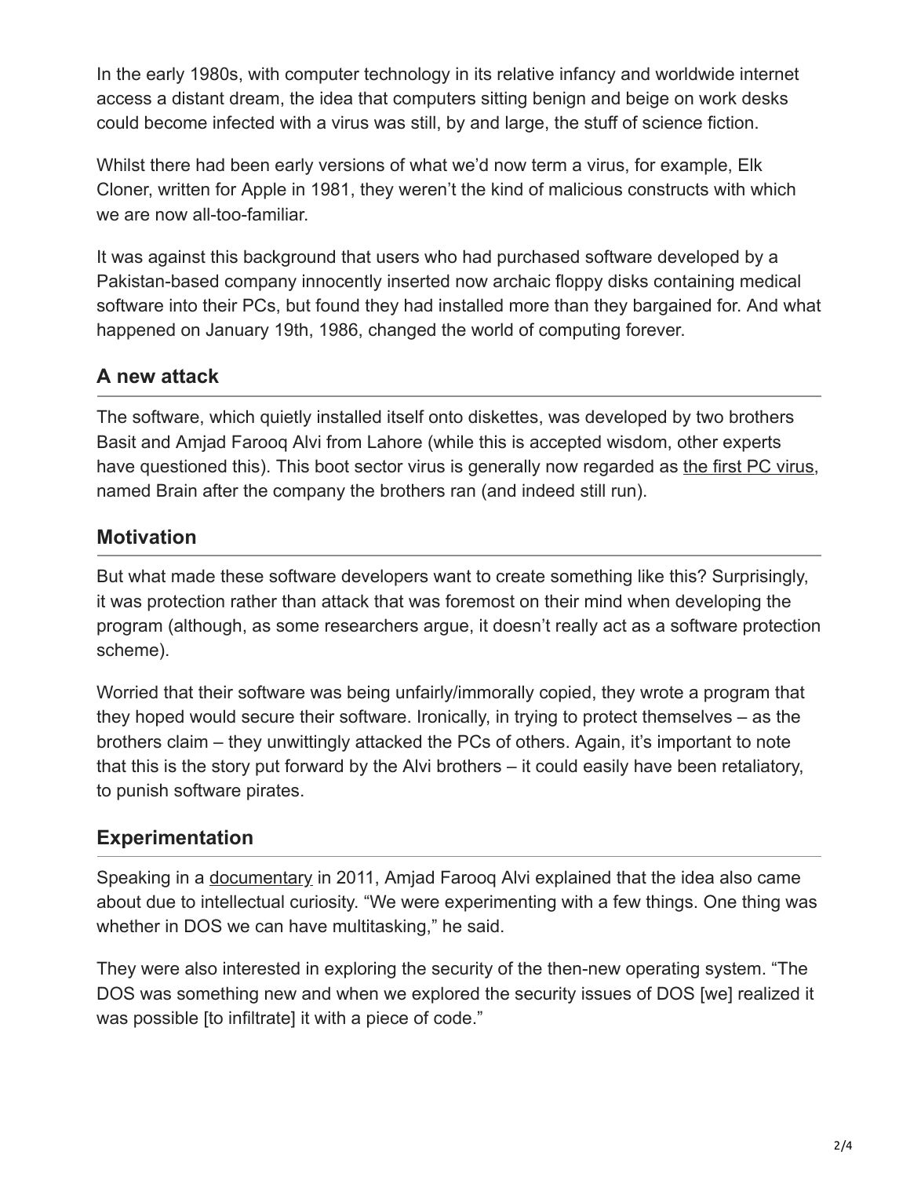In the early 1980s, with computer technology in its relative infancy and worldwide internet access a distant dream, the idea that computers sitting benign and beige on work desks could become infected with a virus was still, by and large, the stuff of science fiction.

Whilst there had been early versions of what we'd now term a virus, for example, Elk Cloner, written for Apple in 1981, they weren't the kind of malicious constructs with which we are now all-too-familiar.

It was against this background that users who had purchased software developed by a Pakistan-based company innocently inserted now archaic floppy disks containing medical software into their PCs, but found they had installed more than they bargained for. And what happened on January 19th, 1986, changed the world of computing forever.

## A new attack

The software, which quietly installed itself onto diskettes, was developed by two brothers Basit and Amjad Farooq Alvi from Lahore (while this is accepted wisdom, other experts have questioned this). This boot sector virus is generally now regarded as the first PC virus, named Brain after the company the brothers ran (and indeed still run).

## Motivation

But what made these software developers want to create something like this? Surprisingly, it was protection rather than attack that was foremost on their mind when developing the program (although, as some researchers argue, it doesn't really act as a software protection scheme).

Worried that their software was being unfairly/immorally copied, they wrote a program that they hoped would secure their software. Ironically, in trying to protect themselves – as the brothers claim – they unwittingly attacked the PCs of others. Again, it's important to note that this is the story put forward by the Alvi brothers – it could easily have been retaliatory, to punish software pirates.

## Experimentation

Speaking in a documentary in 2011, Amjad Farooq Alvi explained that the idea also came about due to intellectual curiosity. "We were experimenting with a few things. One thing was whether in DOS we can have multitasking," he said.

They were also interested in exploring the security of the then-new operating system. "The DOS was something new and when we explored the security issues of DOS [we] realized it was possible [to infiltrate] it with a piece of code."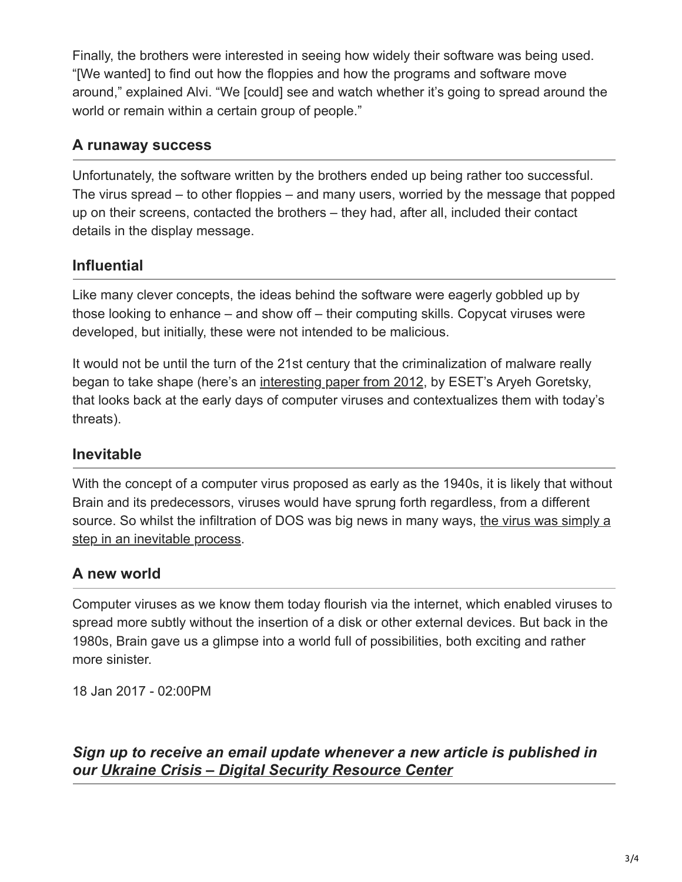Finally, the brothers were interested in seeing how widely their software was being used. “[We wanted] to find out how the floppies and how the programs and software move around,” explained Alvi. “We [could] see and watch whether it’s going to spread around the world or remain within a certain group of people.”

### A runaway success

Unfortunately, the software written by the brothers ended up being rather too successful. The virus spread – to other floppies – and many users, worried by the message that popped up on their screens, contacted the brothers – they had, after all, included their contact details in the display message.

### Influential

Like many clever concepts, the ideas behind the software were eagerly gobbled up by those looking to enhance – and show off – their computing skills. Copycat viruses were developed, but initially, these were not intended to be malicious.

It would not be until the turn of the 21st century that the criminalization of malware really began to take shape (here’s an interesting paper from 2012, by ESET’s Aryeh Goretsky, that looks back at the early days of computer viruses and contextualizes them with today’s threats).

### Inevitable

With the concept of a computer virus proposed as early as the 1940s, it is likely that without Brain and its predecessors, viruses would have sprung forth regardless, from a different source. So whilst the infiltration of DOS was big news in many ways, the virus was simply a step in an inevitable process.

### A new world

Computer viruses as we know them today flourish via the internet, which enabled viruses to spread more subtly without the insertion of a disk or other external devices. But back in the 1980s, Brain gave us a glimpse into a world full of possibilities, both exciting and rather more sinister.

18 Jan 2017 - 02:00PM

### *Sign up to receive an email update whenever a new article is published in our Ukraine Crisis – Digital Security Resource Center*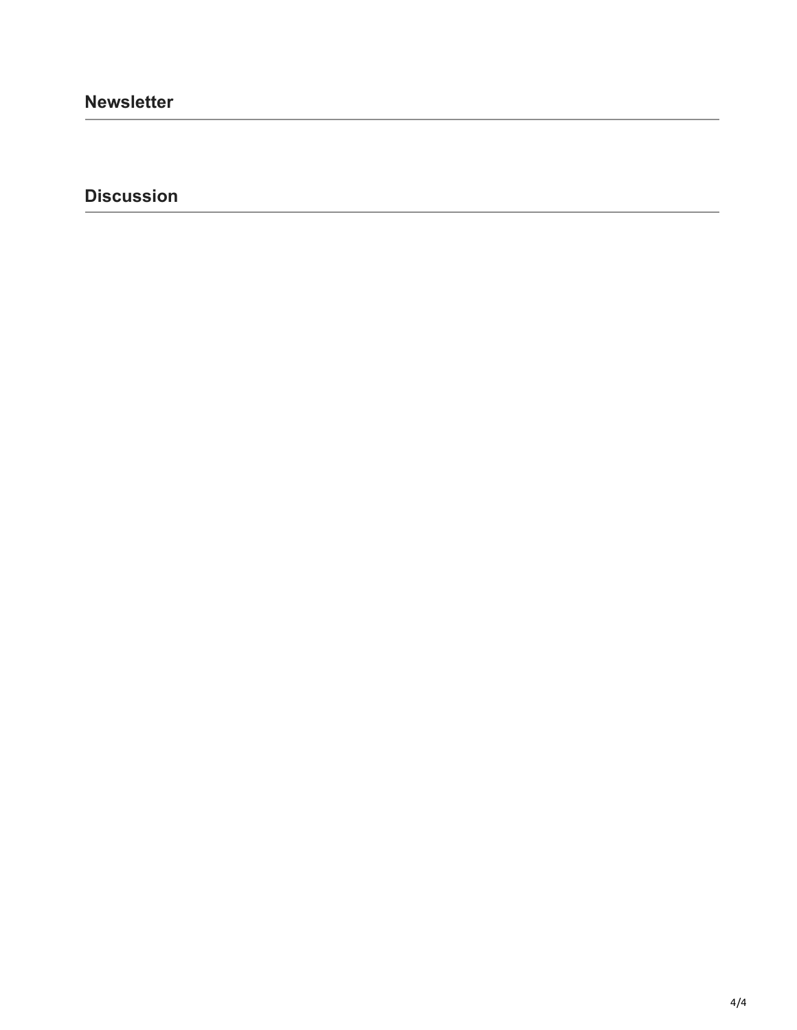## Newsletter

## Discussion